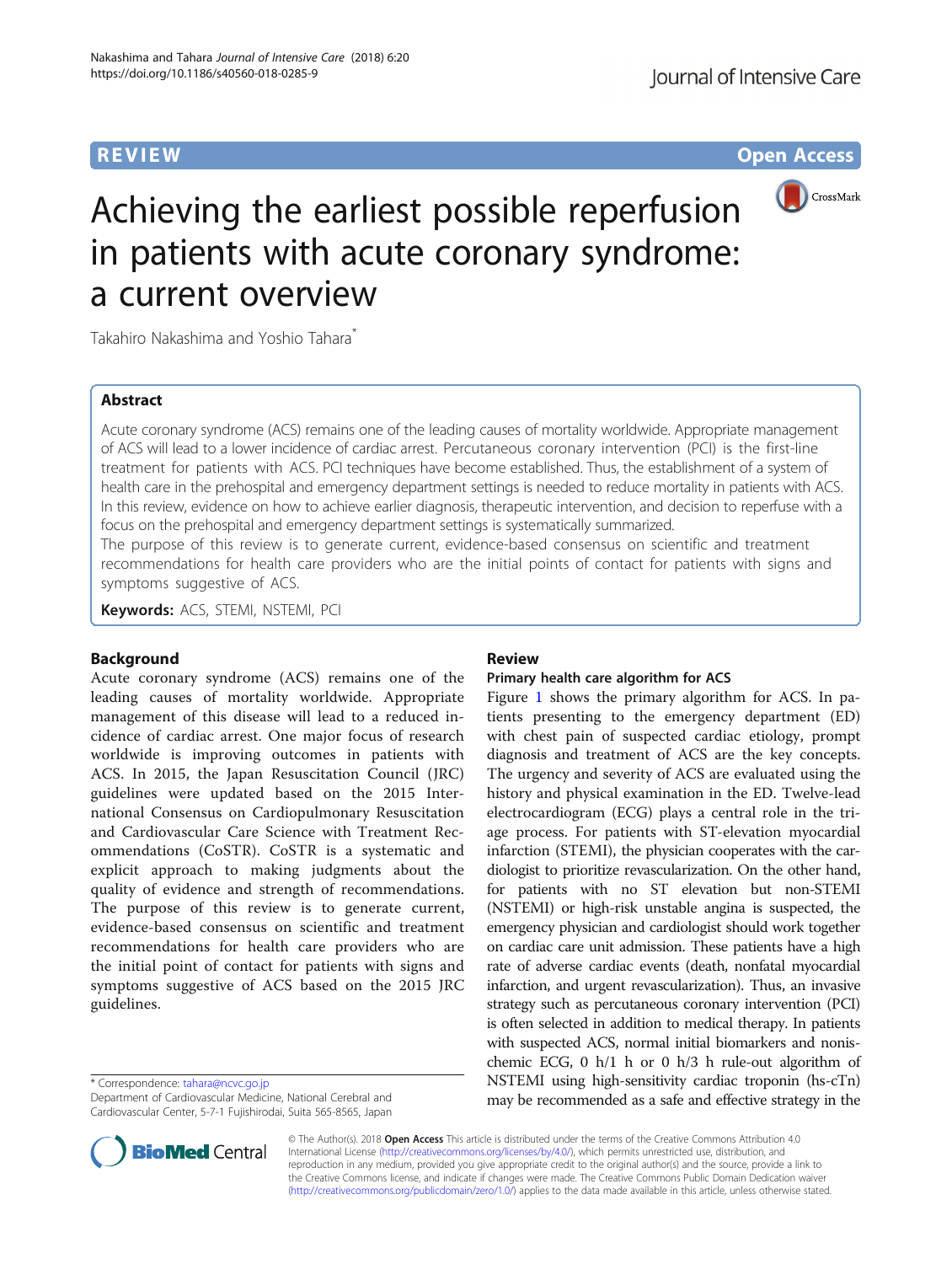REVIEW Open Access

# Achieving the earliest possible reperfusion in patients with acute coronary syndrome: a current overview

Takahiro Nakashima and Yoshio Tahara*

## Abstract

Acute coronary syndrome (ACS) remains one of the leading causes of mortality worldwide. Appropriate management of ACS will lead to a lower incidence of cardiac arrest. Percutaneous coronary intervention (PCI) is the first-line treatment for patients with ACS. PCI techniques have become established. Thus, the establishment of a system of health care in the prehospital and emergency department settings is needed to reduce mortality in patients with ACS. In this review, evidence on how to achieve earlier diagnosis, therapeutic intervention, and decision to reperfuse with a focus on the prehospital and emergency department settings is systematically summarized.

The purpose of this review is to generate current, evidence-based consensus on scientific and treatment recommendations for health care providers who are the initial points of contact for patients with signs and symptoms suggestive of ACS.

**Keywords:** ACS, STEMI, NSTEMI, PCI

## Background

Acute coronary syndrome (ACS) remains one of the leading causes of mortality worldwide. Appropriate management of this disease will lead to a reduced incidence of cardiac arrest. One major focus of research worldwide is improving outcomes in patients with ACS. In 2015, the Japan Resuscitation Council (JRC) guidelines were updated based on the 2015 International Consensus on Cardiopulmonary Resuscitation and Cardiovascular Care Science with Treatment Recommendations (CoSTR). CoSTR is a systematic and explicit approach to making judgments about the quality of evidence and strength of recommendations. The purpose of this review is to generate current, evidence-based consensus on scientific and treatment recommendations for health care providers who are the initial point of contact for patients with signs and symptoms suggestive of ACS based on the 2015 JRC guidelines.

## Review

### Primary health care algorithm for ACS

Figure 1 shows the primary algorithm for ACS. In patients presenting to the emergency department (ED) with chest pain of suspected cardiac etiology, prompt diagnosis and treatment of ACS are the key concepts. The urgency and severity of ACS are evaluated using the history and physical examination in the ED. Twelve-lead electrocardiogram (ECG) plays a central role in the triage process. For patients with ST-elevation myocardial infarction (STEMI), the physician cooperates with the cardiologist to prioritize revascularization. On the other hand, for patients with no ST elevation but non-STEMI (NSTEMI) or high-risk unstable angina is suspected, the emergency physician and cardiologist should work together on cardiac care unit admission. These patients have a high rate of adverse cardiac events (death, nonfatal myocardial infarction, and urgent revascularization). Thus, an invasive strategy such as percutaneous coronary intervention (PCI) is often selected in addition to medical therapy. In patients with suspected ACS, normal initial biomarkers and nonischemic ECG, 0 h/1 h or 0 h/3 h rule-out algorithm of NSTEMI using high-sensitivity cardiac troponin (hs-cTn) may be recommended as a safe and effective strategy in the

* Correspondence: tahara@ncvc.go.jp
Department of Cardiovascular Medicine, National Cerebral and Cardiovascular Center, 5-7-1 Fujishirodai, Suita 565-8565, Japan

© The Author(s). 2018 **Open Access** This article is distributed under the terms of the Creative Commons Attribution 4.0 International License (http://creativecommons.org/licenses/by/4.0/), which permits unrestricted use, distribution, and reproduction in any medium, provided you give appropriate credit to the original author(s) and the source, provide a link to the Creative Commons license, and indicate if changes were made. The Creative Commons Public Domain Dedication waiver (http://creativecommons.org/publicdomain/zero/1.0/) applies to the data made available in this article, unless otherwise stated.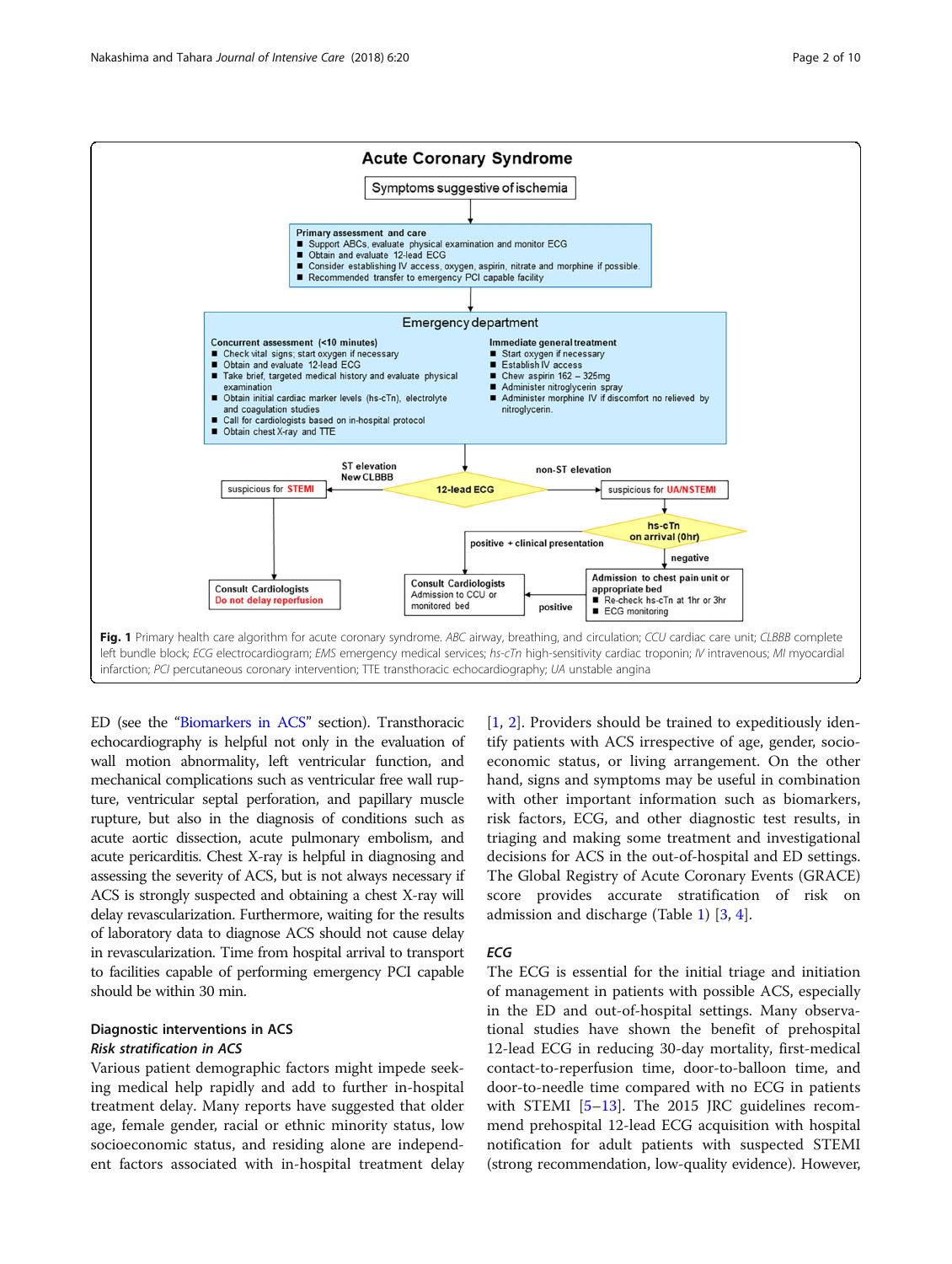Acute Coronary Syndrome

Symptoms suggestive of ischemia

Primary assessment and care
- Support ABCs, evaluate physical examination and monitor ECG
- Obtain and evaluate 12-lead ECG
- Consider establishing IV access, oxygen, aspirin, nitrate and morphine if possible.
- Recommended transfer to emergency PCI capable facility

Emergency department

Concurrent assessment (<10 minutes)
- Check vital signs; start oxygen if necessary
- Obtain and evaluate 12-lead ECG
- Take brief, targeted medical history and evaluate physical examination
- Obtain initial cardiac marker levels (hs-cTn), electrolyte and coagulation studies
- Call for cardiologists based on in-hospital protocol
- Obtain chest X-ray and TTE

Immediate general treatment
- Start oxygen if necessary
- Establish IV access
- Chew aspirin 162 – 325mg
- Administer nitroglycerin spray
- Administer morphine IV if discomfort no relieved by nitroglycerin.

12-lead ECG

ST elevation
New CLBBB

suspicious for STEMI

Consult Cardiologists
Do not delay reperfusion

non-ST elevation

suspicious for UA/NSTEMI

hs-cTn
on arrival (0hr)

positive + clinical presentation

Consult Cardiologists
Admission to CCU or monitored bed

negative

Admission to chest pain unit or appropriate bed
- Re-check hs-cTn at 1hr or 3hr
- ECG monitoring

positive

**Fig. 1** Primary health care algorithm for acute coronary syndrome. *ABC* airway, breathing, and circulation; *CCU* cardiac care unit; *CLBBB* complete left bundle block; *ECG* electrocardiogram; *EMS* emergency medical services; *hs-cTn* high-sensitivity cardiac troponin; *IV* intravenous; *MI* myocardial infarction; *PCI* percutaneous coronary intervention; TTE transthoracic echocardiography; *UA* unstable angina

ED (see the "Biomarkers in ACS" section). Transthoracic echocardiography is helpful not only in the evaluation of wall motion abnormality, left ventricular function, and mechanical complications such as ventricular free wall rupture, ventricular septal perforation, and papillary muscle rupture, but also in the diagnosis of conditions such as acute aortic dissection, acute pulmonary embolism, and acute pericarditis. Chest X-ray is helpful in diagnosing and assessing the severity of ACS, but is not always necessary if ACS is strongly suspected and obtaining a chest X-ray will delay revascularization. Furthermore, waiting for the results of laboratory data to diagnose ACS should not cause delay in revascularization. Time from hospital arrival to transport to facilities capable of performing emergency PCI capable should be within 30 min.

## Diagnostic interventions in ACS

### *Risk stratification in ACS*

Various patient demographic factors might impede seeking medical help rapidly and add to further in-hospital treatment delay. Many reports have suggested that older age, female gender, racial or ethnic minority status, low socioeconomic status, and residing alone are independent factors associated with in-hospital treatment delay [1, 2]. Providers should be trained to expeditiously identify patients with ACS irrespective of age, gender, socioeconomic status, or living arrangement. On the other hand, signs and symptoms may be useful in combination with other important information such as biomarkers, risk factors, ECG, and other diagnostic test results, in triaging and making some treatment and investigational decisions for ACS in the out-of-hospital and ED settings. The Global Registry of Acute Coronary Events (GRACE) score provides accurate stratification of risk on admission and discharge (Table 1) [3, 4].

### *ECG*

The ECG is essential for the initial triage and initiation of management in patients with possible ACS, especially in the ED and out-of-hospital settings. Many observational studies have shown the benefit of prehospital 12-lead ECG in reducing 30-day mortality, first-medical contact-to-reperfusion time, door-to-balloon time, and door-to-needle time compared with no ECG in patients with STEMI [5–13]. The 2015 JRC guidelines recommend prehospital 12-lead ECG acquisition with hospital notification for adult patients with suspected STEMI (strong recommendation, low-quality evidence). However,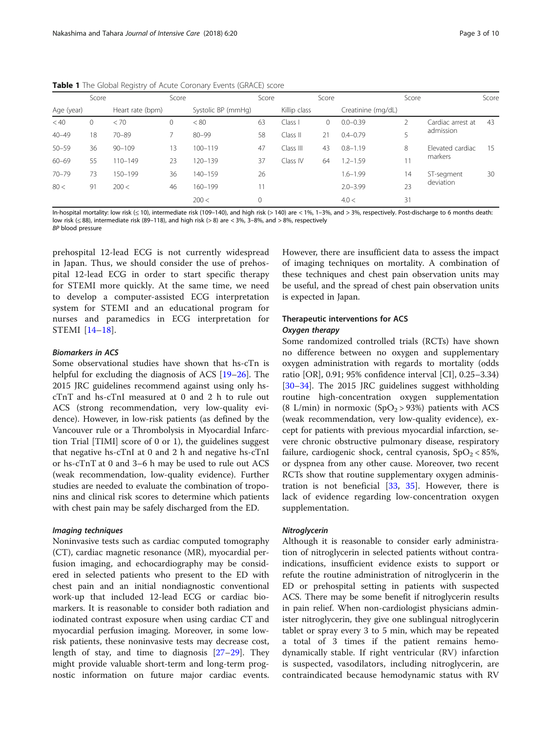**Table 1** The Global Registry of Acute Coronary Events (GRACE) score

| Age (year) | Score | Heart rate (bpm) | Score | Systolic BP (mmHg) | Score | Killip class | Score | Creatinine (mg/dL) | Score | | Score |
|---|---|---|---|---|---|---|---|---|---|---|---|
| < 40 | 0 | < 70 | 0 | < 80 | 63 | Class I | 0 | 0.0–0.39 | 2 | Cardiac arrest at admission | 43 |
| 40–49 | 18 | 70–89 | 7 | 80–99 | 58 | Class II | 21 | 0.4–0.79 | 5 | | |
| 50–59 | 36 | 90–109 | 13 | 100–119 | 47 | Class III | 43 | 0.8–1.19 | 8 | Elevated cardiac markers | 15 |
| 60–69 | 55 | 110–149 | 23 | 120–139 | 37 | Class IV | 64 | 1.2–1.59 | 11 | | |
| 70–79 | 73 | 150–199 | 36 | 140–159 | 26 | | | 1.6–1.99 | 14 | ST-segment deviation | 30 |
| 80 < | 91 | 200 < | 46 | 160–199 | 11 | | | 2.0–3.99 | 23 | | |
| | | | | 200 < | 0 | | | 4.0 < | 31 | | |

In-hospital mortality: low risk (≤ 10), intermediate risk (109–140), and high risk (> 140) are < 1%, 1–3%, and > 3%, respectively. Post-discharge to 6 months death: low risk (≤ 88), intermediate risk (89–118), and high risk (> 8) are < 3%, 3–8%, and > 8%, respectively
*BP* blood pressure

prehospital 12-lead ECG is not currently widespread in Japan. Thus, we should consider the use of prehospital 12-lead ECG in order to start specific therapy for STEMI more quickly. At the same time, we need to develop a computer-assisted ECG interpretation system for STEMI and an educational program for nurses and paramedics in ECG interpretation for STEMI [14–18].

#### *Biomarkers in ACS*

Some observational studies have shown that hs-cTn is helpful for excluding the diagnosis of ACS [19–26]. The 2015 JRC guidelines recommend against using only hs-cTnT and hs-cTnI measured at 0 and 2 h to rule out ACS (strong recommendation, very low-quality evidence). However, in low-risk patients (as defined by the Vancouver rule or a Thrombolysis in Myocardial Infarction Trial [TIMI] score of 0 or 1), the guidelines suggest that negative hs-cTnI at 0 and 2 h and negative hs-cTnI or hs-cTnT at 0 and 3–6 h may be used to rule out ACS (weak recommendation, low-quality evidence). Further studies are needed to evaluate the combination of troponins and clinical risk scores to determine which patients with chest pain may be safely discharged from the ED.

#### *Imaging techniques*

Noninvasive tests such as cardiac computed tomography (CT), cardiac magnetic resonance (MR), myocardial perfusion imaging, and echocardiography may be considered in selected patients who present to the ED with chest pain and an initial nondiagnostic conventional work-up that included 12-lead ECG or cardiac biomarkers. It is reasonable to consider both radiation and iodinated contrast exposure when using cardiac CT and myocardial perfusion imaging. Moreover, in some low-risk patients, these noninvasive tests may decrease cost, length of stay, and time to diagnosis [27–29]. They might provide valuable short-term and long-term prognostic information on future major cardiac events. However, there are insufficient data to assess the impact of imaging techniques on mortality. A combination of these techniques and chest pain observation units may be useful, and the spread of chest pain observation units is expected in Japan.

### Therapeutic interventions for ACS

#### *Oxygen therapy*

Some randomized controlled trials (RCTs) have shown no difference between no oxygen and supplementary oxygen administration with regards to mortality (odds ratio [OR], 0.91; 95% confidence interval [CI], 0.25–3.34) [30–34]. The 2015 JRC guidelines suggest withholding routine high-concentration oxygen supplementation (8 L/min) in normoxic ($SpO_2 > 93\%$) patients with ACS (weak recommendation, very low-quality evidence), except for patients with previous myocardial infarction, severe chronic obstructive pulmonary disease, respiratory failure, cardiogenic shock, central cyanosis, $SpO_2 < 85\%$, or dyspnea from any other cause. Moreover, two recent RCTs show that routine supplementary oxygen administration is not beneficial [33, 35]. However, there is lack of evidence regarding low-concentration oxygen supplementation.

#### *Nitroglycerin*

Although it is reasonable to consider early administration of nitroglycerin in selected patients without contraindications, insufficient evidence exists to support or refute the routine administration of nitroglycerin in the ED or prehospital setting in patients with suspected ACS. There may be some benefit if nitroglycerin results in pain relief. When non-cardiologist physicians administer nitroglycerin, they give one sublingual nitroglycerin tablet or spray every 3 to 5 min, which may be repeated a total of 3 times if the patient remains hemodynamically stable. If right ventricular (RV) infarction is suspected, vasodilators, including nitroglycerin, are contraindicated because hemodynamic status with RV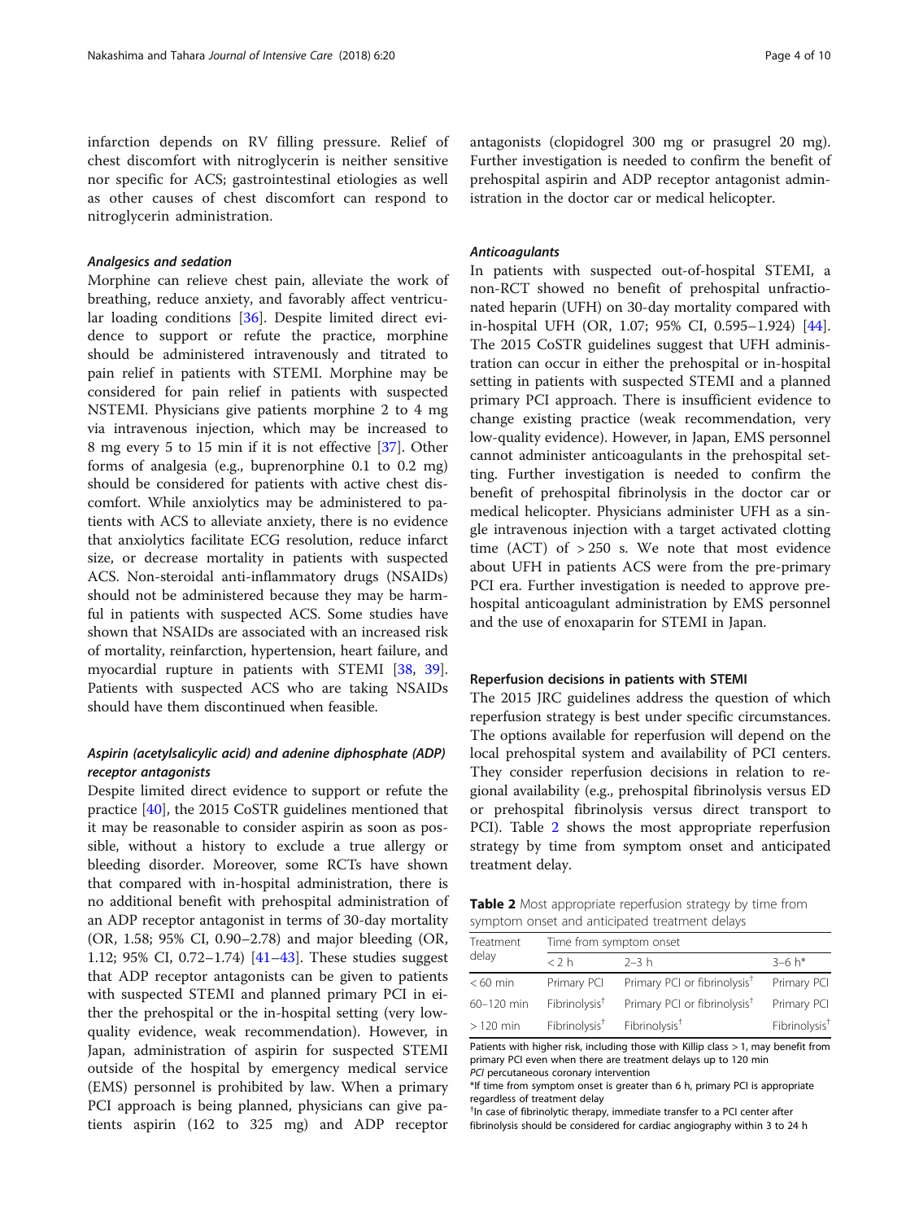infarction depends on RV filling pressure. Relief of chest discomfort with nitroglycerin is neither sensitive nor specific for ACS; gastrointestinal etiologies as well as other causes of chest discomfort can respond to nitroglycerin administration.

#### *Analgesics and sedation*

Morphine can relieve chest pain, alleviate the work of breathing, reduce anxiety, and favorably affect ventricular loading conditions [36]. Despite limited direct evidence to support or refute the practice, morphine should be administered intravenously and titrated to pain relief in patients with STEMI. Morphine may be considered for pain relief in patients with suspected NSTEMI. Physicians give patients morphine 2 to 4 mg via intravenous injection, which may be increased to 8 mg every 5 to 15 min if it is not effective [37]. Other forms of analgesia (e.g., buprenorphine 0.1 to 0.2 mg) should be considered for patients with active chest discomfort. While anxiolytics may be administered to patients with ACS to alleviate anxiety, there is no evidence that anxiolytics facilitate ECG resolution, reduce infarct size, or decrease mortality in patients with suspected ACS. Non-steroidal anti-inflammatory drugs (NSAIDs) should not be administered because they may be harmful in patients with suspected ACS. Some studies have shown that NSAIDs are associated with an increased risk of mortality, reinfarction, hypertension, heart failure, and myocardial rupture in patients with STEMI [38, 39]. Patients with suspected ACS who are taking NSAIDs should have them discontinued when feasible.

#### *Aspirin (acetylsalicylic acid) and adenine diphosphate (ADP) receptor antagonists*

Despite limited direct evidence to support or refute the practice [40], the 2015 CoSTR guidelines mentioned that it may be reasonable to consider aspirin as soon as possible, without a history to exclude a true allergy or bleeding disorder. Moreover, some RCTs have shown that compared with in-hospital administration, there is no additional benefit with prehospital administration of an ADP receptor antagonist in terms of 30-day mortality (OR, 1.58; 95% CI, 0.90–2.78) and major bleeding (OR, 1.12; 95% CI, 0.72–1.74) [41–43]. These studies suggest that ADP receptor antagonists can be given to patients with suspected STEMI and planned primary PCI in either the prehospital or the in-hospital setting (very low-quality evidence, weak recommendation). However, in Japan, administration of aspirin for suspected STEMI outside of the hospital by emergency medical service (EMS) personnel is prohibited by law. When a primary PCI approach is being planned, physicians can give patients aspirin (162 to 325 mg) and ADP receptor antagonists (clopidogrel 300 mg or prasugrel 20 mg). Further investigation is needed to confirm the benefit of prehospital aspirin and ADP receptor antagonist administration in the doctor car or medical helicopter.

#### *Anticoagulants*

In patients with suspected out-of-hospital STEMI, a non-RCT showed no benefit of prehospital unfractionated heparin (UFH) on 30-day mortality compared with in-hospital UFH (OR, 1.07; 95% CI, 0.595–1.924) [44]. The 2015 CoSTR guidelines suggest that UFH administration can occur in either the prehospital or in-hospital setting in patients with suspected STEMI and a planned primary PCI approach. There is insufficient evidence to change existing practice (weak recommendation, very low-quality evidence). However, in Japan, EMS personnel cannot administer anticoagulants in the prehospital setting. Further investigation is needed to confirm the benefit of prehospital fibrinolysis in the doctor car or medical helicopter. Physicians administer UFH as a single intravenous injection with a target activated clotting time (ACT) of > 250 s. We note that most evidence about UFH in patients ACS were from the pre-primary PCI era. Further investigation is needed to approve prehospital anticoagulant administration by EMS personnel and the use of enoxaparin for STEMI in Japan.

### Reperfusion decisions in patients with STEMI

The 2015 JRC guidelines address the question of which reperfusion strategy is best under specific circumstances. The options available for reperfusion will depend on the local prehospital system and availability of PCI centers. They consider reperfusion decisions in relation to regional availability (e.g., prehospital fibrinolysis versus ED or prehospital fibrinolysis versus direct transport to PCI). Table 2 shows the most appropriate reperfusion strategy by time from symptom onset and anticipated treatment delay.

**Table 2** Most appropriate reperfusion strategy by time from symptom onset and anticipated treatment delays

| Treatment delay | Time from symptom onset | | |
|---|---|---|---|
| | < 2 h | 2–3 h | 3–6 h* |
| < 60 min | Primary PCI | Primary PCI or fibrinolysis† | Primary PCI |
| 60–120 min | Fibrinolysis† | Primary PCI or fibrinolysis† | Primary PCI |
| > 120 min | Fibrinolysis† | Fibrinolysis† | Fibrinolysis† |

Patients with higher risk, including those with Killip class > 1, may benefit from primary PCI even when there are treatment delays up to 120 min

*PCI* percutaneous coronary intervention

*If time from symptom onset is greater than 6 h, primary PCI is appropriate regardless of treatment delay

†In case of fibrinolytic therapy, immediate transfer to a PCI center after fibrinolysis should be considered for cardiac angiography within 3 to 24 h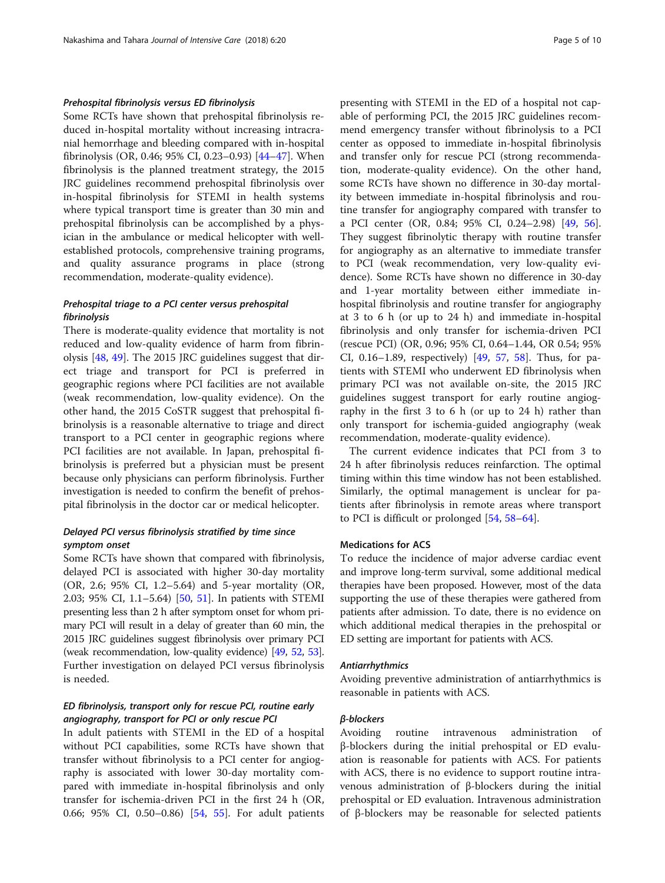#### *Prehospital fibrinolysis versus ED fibrinolysis*

Some RCTs have shown that prehospital fibrinolysis reduced in-hospital mortality without increasing intracranial hemorrhage and bleeding compared with in-hospital fibrinolysis (OR, 0.46; 95% CI, 0.23–0.93) [44–47]. When fibrinolysis is the planned treatment strategy, the 2015 JRC guidelines recommend prehospital fibrinolysis over in-hospital fibrinolysis for STEMI in health systems where typical transport time is greater than 30 min and prehospital fibrinolysis can be accomplished by a physician in the ambulance or medical helicopter with well-established protocols, comprehensive training programs, and quality assurance programs in place (strong recommendation, moderate-quality evidence).

#### *Prehospital triage to a PCI center versus prehospital fibrinolysis*

There is moderate-quality evidence that mortality is not reduced and low-quality evidence of harm from fibrinolysis [48, 49]. The 2015 JRC guidelines suggest that direct triage and transport for PCI is preferred in geographic regions where PCI facilities are not available (weak recommendation, low-quality evidence). On the other hand, the 2015 CoSTR suggest that prehospital fibrinolysis is a reasonable alternative to triage and direct transport to a PCI center in geographic regions where PCI facilities are not available. In Japan, prehospital fibrinolysis is preferred but a physician must be present because only physicians can perform fibrinolysis. Further investigation is needed to confirm the benefit of prehospital fibrinolysis in the doctor car or medical helicopter.

#### *Delayed PCI versus fibrinolysis stratified by time since symptom onset*

Some RCTs have shown that compared with fibrinolysis, delayed PCI is associated with higher 30-day mortality (OR, 2.6; 95% CI, 1.2–5.64) and 5-year mortality (OR, 2.03; 95% CI, 1.1–5.64) [50, 51]. In patients with STEMI presenting less than 2 h after symptom onset for whom primary PCI will result in a delay of greater than 60 min, the 2015 JRC guidelines suggest fibrinolysis over primary PCI (weak recommendation, low-quality evidence) [49, 52, 53]. Further investigation on delayed PCI versus fibrinolysis is needed.

#### *ED fibrinolysis, transport only for rescue PCI, routine early angiography, transport for PCI or only rescue PCI*

In adult patients with STEMI in the ED of a hospital without PCI capabilities, some RCTs have shown that transfer without fibrinolysis to a PCI center for angiography is associated with lower 30-day mortality compared with immediate in-hospital fibrinolysis and only transfer for ischemia-driven PCI in the first 24 h (OR, 0.66; 95% CI, 0.50–0.86) [54, 55]. For adult patients presenting with STEMI in the ED of a hospital not capable of performing PCI, the 2015 JRC guidelines recommend emergency transfer without fibrinolysis to a PCI center as opposed to immediate in-hospital fibrinolysis and transfer only for rescue PCI (strong recommendation, moderate-quality evidence). On the other hand, some RCTs have shown no difference in 30-day mortality between immediate in-hospital fibrinolysis and routine transfer for angiography compared with transfer to a PCI center (OR, 0.84; 95% CI, 0.24–2.98) [49, 56]. They suggest fibrinolytic therapy with routine transfer for angiography as an alternative to immediate transfer to PCI (weak recommendation, very low-quality evidence). Some RCTs have shown no difference in 30-day and 1-year mortality between either immediate in-hospital fibrinolysis and routine transfer for angiography at 3 to 6 h (or up to 24 h) and immediate in-hospital fibrinolysis and only transfer for ischemia-driven PCI (rescue PCI) (OR, 0.96; 95% CI, 0.64–1.44, OR 0.54; 95% CI, 0.16–1.89, respectively) [49, 57, 58]. Thus, for patients with STEMI who underwent ED fibrinolysis when primary PCI was not available on-site, the 2015 JRC guidelines suggest transport for early routine angiography in the first 3 to 6 h (or up to 24 h) rather than only transport for ischemia-guided angiography (weak recommendation, moderate-quality evidence).

The current evidence indicates that PCI from 3 to 24 h after fibrinolysis reduces reinfarction. The optimal timing within this time window has not been established. Similarly, the optimal management is unclear for patients after fibrinolysis in remote areas where transport to PCI is difficult or prolonged [54, 58–64].

### Medications for ACS

To reduce the incidence of major adverse cardiac event and improve long-term survival, some additional medical therapies have been proposed. However, most of the data supporting the use of these therapies were gathered from patients after admission. To date, there is no evidence on which additional medical therapies in the prehospital or ED setting are important for patients with ACS.

#### *Antiarrhythmics*

Avoiding preventive administration of antiarrhythmics is reasonable in patients with ACS.

#### *β-blockers*

Avoiding routine intravenous administration of β-blockers during the initial prehospital or ED evaluation is reasonable for patients with ACS. For patients with ACS, there is no evidence to support routine intravenous administration of β-blockers during the initial prehospital or ED evaluation. Intravenous administration of β-blockers may be reasonable for selected patients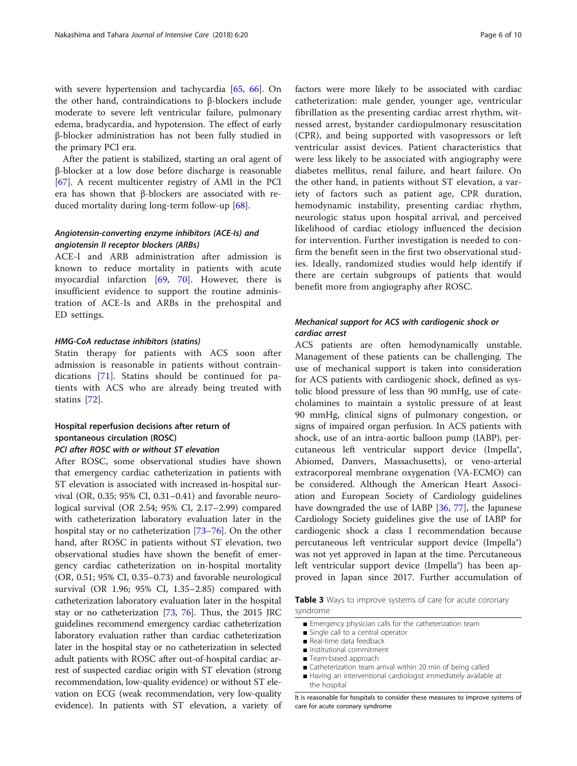with severe hypertension and tachycardia [65, 66]. On the other hand, contraindications to β-blockers include moderate to severe left ventricular failure, pulmonary edema, bradycardia, and hypotension. The effect of early β-blocker administration has not been fully studied in the primary PCI era.

After the patient is stabilized, starting an oral agent of β-blocker at a low dose before discharge is reasonable [67]. A recent multicenter registry of AMI in the PCI era has shown that β-blockers are associated with reduced mortality during long-term follow-up [68].

#### *Angiotensin-converting enzyme inhibitors (ACE-Is) and angiotensin II receptor blockers (ARBs)*

ACE-I and ARB administration after admission is known to reduce mortality in patients with acute myocardial infarction [69, 70]. However, there is insufficient evidence to support the routine administration of ACE-Is and ARBs in the prehospital and ED settings.

#### *HMG-CoA reductase inhibitors (statins)*

Statin therapy for patients with ACS soon after admission is reasonable in patients without contraindications [71]. Statins should be continued for patients with ACS who are already being treated with statins [72].

### Hospital reperfusion decisions after return of spontaneous circulation (ROSC)

#### *PCI after ROSC with or without ST elevation*

After ROSC, some observational studies have shown that emergency cardiac catheterization in patients with ST elevation is associated with increased in-hospital survival (OR, 0.35; 95% CI, 0.31–0.41) and favorable neurological survival (OR 2.54; 95% CI, 2.17–2.99) compared with catheterization laboratory evaluation later in the hospital stay or no catheterization [73–76]. On the other hand, after ROSC in patients without ST elevation, two observational studies have shown the benefit of emergency cardiac catheterization on in-hospital mortality (OR, 0.51; 95% CI, 0.35–0.73) and favorable neurological survival (OR 1.96; 95% CI, 1.35–2.85) compared with catheterization laboratory evaluation later in the hospital stay or no catheterization [73, 76]. Thus, the 2015 JRC guidelines recommend emergency cardiac catheterization laboratory evaluation rather than cardiac catheterization later in the hospital stay or no catheterization in selected adult patients with ROSC after out-of-hospital cardiac arrest of suspected cardiac origin with ST elevation (strong recommendation, low-quality evidence) or without ST elevation on ECG (weak recommendation, very low-quality evidence). In patients with ST elevation, a variety of factors were more likely to be associated with cardiac catheterization: male gender, younger age, ventricular fibrillation as the presenting cardiac arrest rhythm, witnessed arrest, bystander cardiopulmonary resuscitation (CPR), and being supported with vasopressors or left ventricular assist devices. Patient characteristics that were less likely to be associated with angiography were diabetes mellitus, renal failure, and heart failure. On the other hand, in patients without ST elevation, a variety of factors such as patient age, CPR duration, hemodynamic instability, presenting cardiac rhythm, neurologic status upon hospital arrival, and perceived likelihood of cardiac etiology influenced the decision for intervention. Further investigation is needed to confirm the benefit seen in the first two observational studies. Ideally, randomized studies would help identify if there are certain subgroups of patients that would benefit more from angiography after ROSC.

#### *Mechanical support for ACS with cardiogenic shock or cardiac arrest*

ACS patients are often hemodynamically unstable. Management of these patients can be challenging. The use of mechanical support is taken into consideration for ACS patients with cardiogenic shock, defined as systolic blood pressure of less than 90 mmHg, use of catecholamines to maintain a systolic pressure of at least 90 mmHg, clinical signs of pulmonary congestion, or signs of impaired organ perfusion. In ACS patients with shock, use of an intra-aortic balloon pump (IABP), percutaneous left ventricular support device (Impella®, Abiomed, Danvers, Massachusetts), or veno-arterial extracorporeal membrane oxygenation (VA-ECMO) can be considered. Although the American Heart Association and European Society of Cardiology guidelines have downgraded the use of IABP [36, 77], the Japanese Cardiology Society guidelines give the use of IABP for cardiogenic shock a class I recommendation because percutaneous left ventricular support device (Impella®) was not yet approved in Japan at the time. Percutaneous left ventricular support device (Impella®) has been approved in Japan since 2017. Further accumulation of

**Table 3** Ways to improve systems of care for acute coronary syndrome

- Emergency physician calls for the catheterization team
- Single call to a central operator
- Real-time data feedback
- Institutional commitment
- Team-based approach
- Catheterization team arrival within 20 min of being called
- Having an interventional cardiologist immediately available at the hospital

It is reasonable for hospitals to consider these measures to improve systems of care for acute coronary syndrome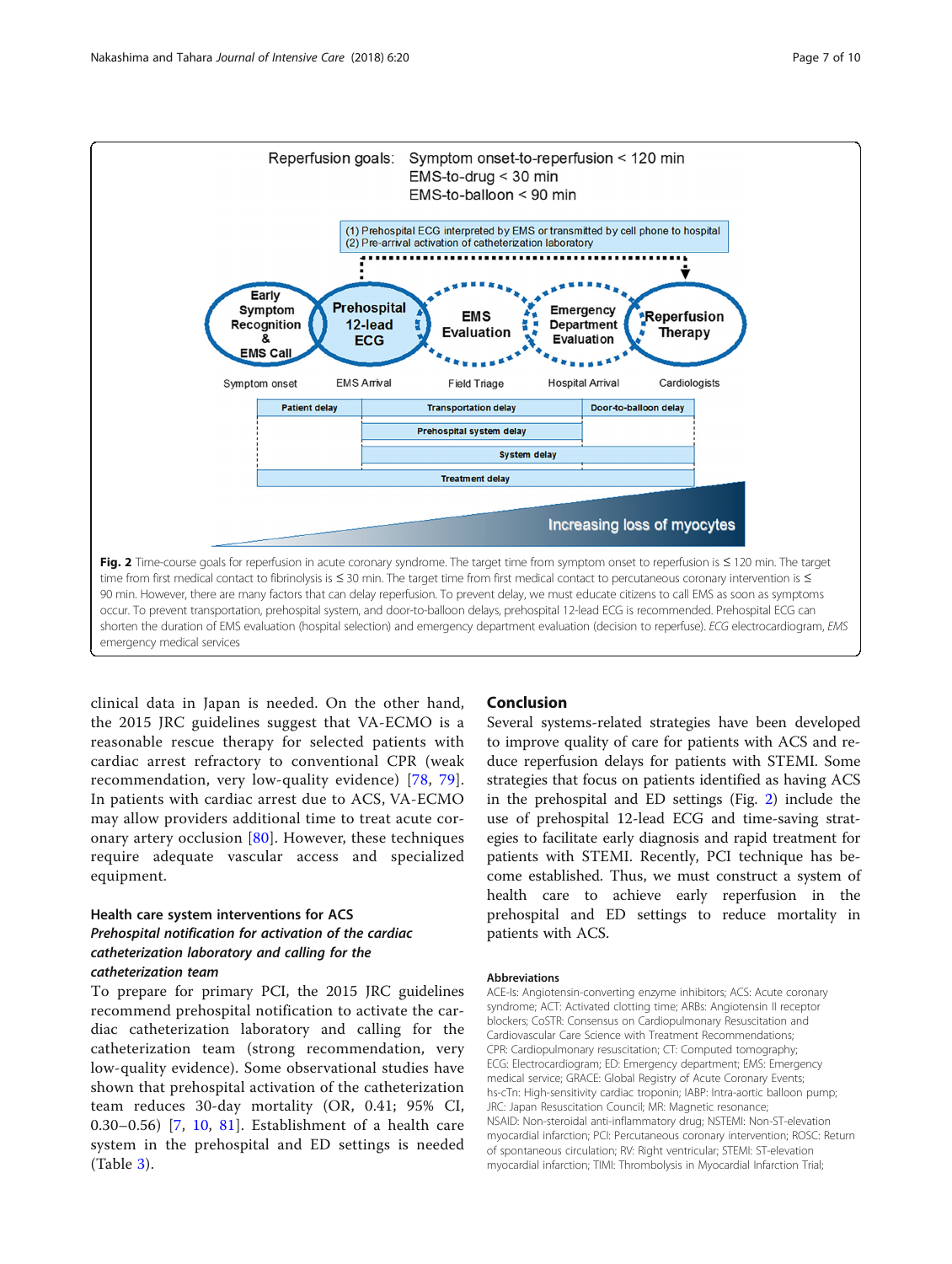Reperfusion goals: Symptom onset-to-reperfusion < 120 min
EMS-to-drug < 30 min
EMS-to-balloon < 90 min

(1) Prehospital ECG interpreted by EMS or transmitted by cell phone to hospital
(2) Pre-arrival activation of catheterization laboratory

Early Symptom Recognition & EMS Call → Prehospital 12-lead ECG → EMS Evaluation → Emergency Department Evaluation → Reperfusion Therapy

Symptom onset | EMS Arrival | Field Triage | Hospital Arrival | Cardiologists

Patient delay | Transportation delay | Door-to-balloon delay

Prehospital system delay

System delay

Treatment delay

Increasing loss of myocytes

**Fig. 2** Time-course goals for reperfusion in acute coronary syndrome. The target time from symptom onset to reperfusion is ≤ 120 min. The target time from first medical contact to fibrinolysis is ≤ 30 min. The target time from first medical contact to percutaneous coronary intervention is ≤ 90 min. However, there are many factors that can delay reperfusion. To prevent delay, we must educate citizens to call EMS as soon as symptoms occur. To prevent transportation, prehospital system, and door-to-balloon delays, prehospital 12-lead ECG is recommended. Prehospital ECG can shorten the duration of EMS evaluation (hospital selection) and emergency department evaluation (decision to reperfuse). *ECG* electrocardiogram, *EMS* emergency medical services

clinical data in Japan is needed. On the other hand, the 2015 JRC guidelines suggest that VA-ECMO is a reasonable rescue therapy for selected patients with cardiac arrest refractory to conventional CPR (weak recommendation, very low-quality evidence) [78, 79]. In patients with cardiac arrest due to ACS, VA-ECMO may allow providers additional time to treat acute coronary artery occlusion [80]. However, these techniques require adequate vascular access and specialized equipment.

### Health care system interventions for ACS

#### *Prehospital notification for activation of the cardiac catheterization laboratory and calling for the catheterization team*

To prepare for primary PCI, the 2015 JRC guidelines recommend prehospital notification to activate the cardiac catheterization laboratory and calling for the catheterization team (strong recommendation, very low-quality evidence). Some observational studies have shown that prehospital activation of the catheterization team reduces 30-day mortality (OR, 0.41; 95% CI, 0.30–0.56) [7, 10, 81]. Establishment of a health care system in the prehospital and ED settings is needed (Table 3).

## Conclusion

Several systems-related strategies have been developed to improve quality of care for patients with ACS and reduce reperfusion delays for patients with STEMI. Some strategies that focus on patients identified as having ACS in the prehospital and ED settings (Fig. 2) include the use of prehospital 12-lead ECG and time-saving strategies to facilitate early diagnosis and rapid treatment for patients with STEMI. Recently, PCI technique has become established. Thus, we must construct a system of health care to achieve early reperfusion in the prehospital and ED settings to reduce mortality in patients with ACS.

#### Abbreviations

ACE-Is: Angiotensin-converting enzyme inhibitors; ACS: Acute coronary syndrome; ACT: Activated clotting time; ARBs: Angiotensin II receptor blockers; CoSTR: Consensus on Cardiopulmonary Resuscitation and Cardiovascular Care Science with Treatment Recommendations; CPR: Cardiopulmonary resuscitation; CT: Computed tomography; ECG: Electrocardiogram; ED: Emergency department; EMS: Emergency medical service; GRACE: Global Registry of Acute Coronary Events; hs-cTn: High-sensitivity cardiac troponin; IABP: Intra-aortic balloon pump; JRC: Japan Resuscitation Council; MR: Magnetic resonance; NSAID: Non-steroidal anti-inflammatory drug; NSTEMI: Non-ST-elevation myocardial infarction; PCI: Percutaneous coronary intervention; ROSC: Return of spontaneous circulation; RV: Right ventricular; STEMI: ST-elevation myocardial infarction; TIMI: Thrombolysis in Myocardial Infarction Trial;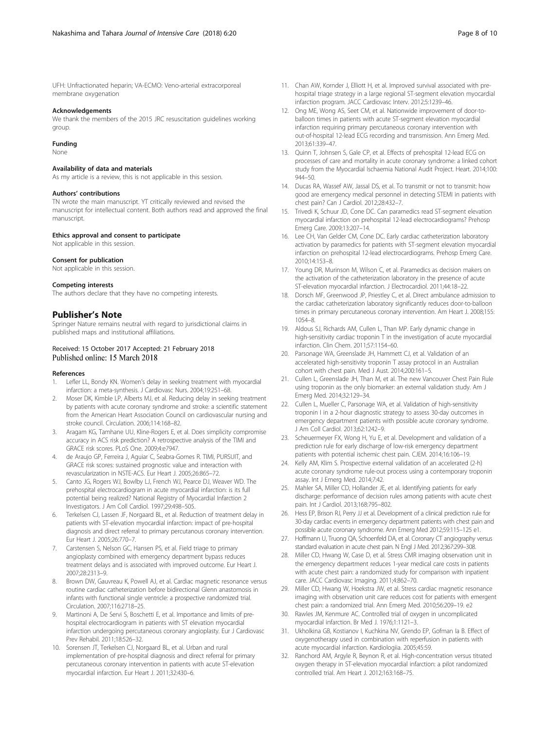UFH: Unfractionated heparin; VA-ECMO: Veno-arterial extracorporeal membrane oxygenation

#### Acknowledgements

We thank the members of the 2015 JRC resuscitation guidelines working group.

#### Funding

None

#### Availability of data and materials

As my article is a review, this is not applicable in this session.

#### Authors' contributions

TN wrote the main manuscript. YT critically reviewed and revised the manuscript for intellectual content. Both authors read and approved the final manuscript.

#### Ethics approval and consent to participate

Not applicable in this session.

#### Consent for publication

Not applicable in this session.

#### Competing interests

The authors declare that they have no competing interests.

## Publisher's Note

Springer Nature remains neutral with regard to jurisdictional claims in published maps and institutional affiliations.

Received: 15 October 2017 Accepted: 21 February 2018
Published online: 15 March 2018

#### References

1. Lefler LL, Bondy KN. Women's delay in seeking treatment with myocardial infarction: a meta-synthesis. J Cardiovasc Nurs. 2004;19:251–68.
2. Moser DK, Kimble LP, Alberts MJ, et al. Reducing delay in seeking treatment by patients with acute coronary syndrome and stroke: a scientific statement from the American Heart Association Council on cardiovascular nursing and stroke council. Circulation. 2006;114:168–82.
3. Aragam KG, Tamhane UU, Kline-Rogers E, et al. Does simplicity compromise accuracy in ACS risk prediction? A retrospective analysis of the TIMI and GRACE risk scores. PLoS One. 2009;4:e7947.
4. de Araujo GP, Ferreira J, Aguiar C, Seabra-Gomes R. TIMI, PURSUIT, and GRACE risk scores: sustained prognostic value and interaction with revascularization in NSTE-ACS. Eur Heart J. 2005;26:865–72.
5. Canto JG, Rogers WJ, Bowlby LJ, French WJ, Pearce DJ, Weaver WD. The prehospital electrocardiogram in acute myocardial infarction: is its full potential being realized? National Registry of Myocardial Infarction 2 Investigators. J Am Coll Cardiol. 1997;29:498–505.
6. Terkelsen CJ, Lassen JF, Norgaard BL, et al. Reduction of treatment delay in patients with ST-elevation myocardial infarction: impact of pre-hospital diagnosis and direct referral to primary percutanous coronary intervention. Eur Heart J. 2005;26:770–7.
7. Carstensen S, Nelson GC, Hansen PS, et al. Field triage to primary angioplasty combined with emergency department bypass reduces treatment delays and is associated with improved outcome. Eur Heart J. 2007;28:2313–9.
8. Brown DW, Gauvreau K, Powell AJ, et al. Cardiac magnetic resonance versus routine cardiac catheterization before bidirectional Glenn anastomosis in infants with functional single ventricle: a prospective randomized trial. Circulation. 2007;116:2718–25.
9. Martinoni A, De Servi S, Boschetti E, et al. Importance and limits of pre-hospital electrocardiogram in patients with ST elevation myocardial infarction undergoing percutaneous coronary angioplasty. Eur J Cardiovasc Prev Rehabil. 2011;18:526–32.
10. Sorensen JT, Terkelsen CJ, Norgaard BL, et al. Urban and rural implementation of pre-hospital diagnosis and direct referral for primary percutaneous coronary intervention in patients with acute ST-elevation myocardial infarction. Eur Heart J. 2011;32:430–6.
11. Chan AW, Kornder J, Elliott H, et al. Improved survival associated with pre-hospital triage strategy in a large regional ST-segment elevation myocardial infarction program. JACC Cardiovasc Interv. 2012;5:1239–46.
12. Ong ME, Wong AS, Seet CM, et al. Nationwide improvement of door-to-balloon times in patients with acute ST-segment elevation myocardial infarction requiring primary percutaneous coronary intervention with out-of-hospital 12-lead ECG recording and transmission. Ann Emerg Med. 2013;61:339–47.
13. Quinn T, Johnsen S, Gale CP, et al. Effects of prehospital 12-lead ECG on processes of care and mortality in acute coronary syndrome: a linked cohort study from the Myocardial Ischaemia National Audit Project. Heart. 2014;100:944–50.
14. Ducas RA, Wassef AW, Jassal DS, et al. To transmit or not to transmit: how good are emergency medical personnel in detecting STEMI in patients with chest pain? Can J Cardiol. 2012;28:432–7.
15. Trivedi K, Schuur JD, Cone DC. Can paramedics read ST-segment elevation myocardial infarction on prehospital 12-lead electrocardiograms? Prehosp Emerg Care. 2009;13:207–14.
16. Lee CH, Van Gelder CM, Cone DC. Early cardiac catheterization laboratory activation by paramedics for patients with ST-segment elevation myocardial infarction on prehospital 12-lead electrocardiograms. Prehosp Emerg Care. 2010;14:153–8.
17. Young DR, Murinson M, Wilson C, et al. Paramedics as decision makers on the activation of the catheterization laboratory in the presence of acute ST-elevation myocardial infarction. J Electrocardiol. 2011;44:18–22.
18. Dorsch MF, Greenwood JP, Priestley C, et al. Direct ambulance admission to the cardiac catheterization laboratory significantly reduces door-to-balloon times in primary percutaneous coronary intervention. Am Heart J. 2008;155:1054–8.
19. Aldous SJ, Richards AM, Cullen L, Than MP. Early dynamic change in high-sensitivity cardiac troponin T in the investigation of acute myocardial infarction. Clin Chem. 2011;57:1154–60.
20. Parsonage WA, Greenslade JH, Hammett CJ, et al. Validation of an accelerated high-sensitivity troponin T assay protocol in an Australian cohort with chest pain. Med J Aust. 2014;200:161–5.
21. Cullen L, Greenslade JH, Than M, et al. The new Vancouver Chest Pain Rule using troponin as the only biomarker: an external validation study. Am J Emerg Med. 2014;32:129–34.
22. Cullen L, Mueller C, Parsonage WA, et al. Validation of high-sensitivity troponin I in a 2-hour diagnostic strategy to assess 30-day outcomes in emergency department patients with possible acute coronary syndrome. J Am Coll Cardiol. 2013;62:1242–9.
23. Scheuermeyer FX, Wong H, Yu E, et al. Development and validation of a prediction rule for early discharge of low-risk emergency department patients with potential ischemic chest pain. CJEM. 2014;16:106–19.
24. Kelly AM, Klim S. Prospective external validation of an accelerated (2-h) acute coronary syndrome rule-out process using a contemporary troponin assay. Int J Emerg Med. 2014;7:42.
25. Mahler SA, Miller CD, Hollander JE, et al. Identifying patients for early discharge: performance of decision rules among patients with acute chest pain. Int J Cardiol. 2013;168:795–802.
26. Hess EP, Brison RJ, Perry JJ et al. Development of a clinical prediction rule for 30-day cardiac events in emergency department patients with chest pain and possible acute coronary syndrome. Ann Emerg Med 2012;59:115–125 e1.
27. Hoffmann U, Truong QA, Schoenfeld DA, et al. Coronary CT angiography versus standard evaluation in acute chest pain. N Engl J Med. 2012;367:299–308.
28. Miller CD, Hwang W, Case D, et al. Stress CMR imaging observation unit in the emergency department reduces 1-year medical care costs in patients with acute chest pain: a randomized study for comparison with inpatient care. JACC Cardiovasc Imaging. 2011;4:862–70.
29. Miller CD, Hwang W, Hoekstra JW, et al. Stress cardiac magnetic resonance imaging with observation unit care reduces cost for patients with emergent chest pain: a randomized trial. Ann Emerg Med. 2010;56:209–19. e2
30. Rawles JM, Kenmure AC. Controlled trial of oxygen in uncomplicated myocardial infarction. Br Med J. 1976;1:1121–3.
31. Ukholkina GB, Kostianov I, Kuchkina NV, Grendo EP, Gofman Ia B. Effect of oxygenotherapy used in combination with reperfusion in patients with acute myocardial infarction. Kardiologiia. 2005;45:59.
32. Ranchord AM, Argyle R, Beynon R, et al. High-concentration versus titrated oxygen therapy in ST-elevation myocardial infarction: a pilot randomized controlled trial. Am Heart J. 2012;163:168–75.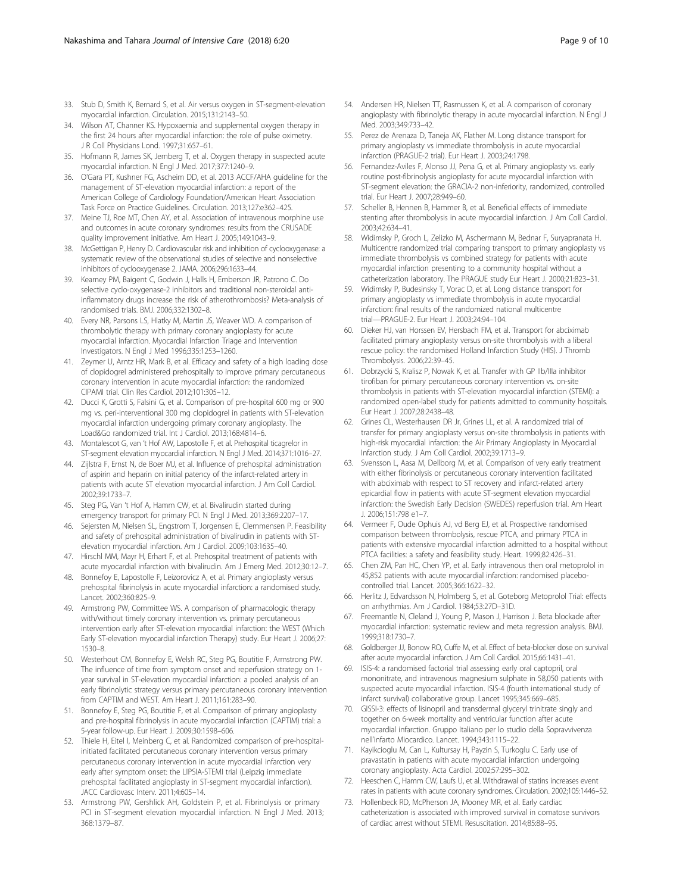33. Stub D, Smith K, Bernard S, et al. Air versus oxygen in ST-segment-elevation myocardial infarction. Circulation. 2015;131:2143–50.
34. Wilson AT, Channer KS. Hypoxaemia and supplemental oxygen therapy in the first 24 hours after myocardial infarction: the role of pulse oximetry. J R Coll Physicians Lond. 1997;31:657–61.
35. Hofmann R, James SK, Jernberg T, et al. Oxygen therapy in suspected acute myocardial infarction. N Engl J Med. 2017;377:1240–9.
36. O'Gara PT, Kushner FG, Ascheim DD, et al. 2013 ACCF/AHA guideline for the management of ST-elevation myocardial infarction: a report of the American College of Cardiology Foundation/American Heart Association Task Force on Practice Guidelines. Circulation. 2013;127:e362–425.
37. Meine TJ, Roe MT, Chen AY, et al. Association of intravenous morphine use and outcomes in acute coronary syndromes: results from the CRUSADE quality improvement initiative. Am Heart J. 2005;149:1043–9.
38. McGettigan P, Henry D. Cardiovascular risk and inhibition of cyclooxygenase: a systematic review of the observational studies of selective and nonselective inhibitors of cyclooxygenase 2. JAMA. 2006;296:1633–44.
39. Kearney PM, Baigent C, Godwin J, Halls H, Emberson JR, Patrono C. Do selective cyclo-oxygenase-2 inhibitors and traditional non-steroidal anti-inflammatory drugs increase the risk of atherothrombosis? Meta-analysis of randomised trials. BMJ. 2006;332:1302–8.
40. Every NR, Parsons LS, Hlatky M, Martin JS, Weaver WD. A comparison of thrombolytic therapy with primary coronary angioplasty for acute myocardial infarction. Myocardial Infarction Triage and Intervention Investigators. N Engl J Med 1996;335:1253–1260.
41. Zeymer U, Arntz HR, Mark B, et al. Efficacy and safety of a high loading dose of clopidogrel administered prehospitally to improve primary percutaneous coronary intervention in acute myocardial infarction: the randomized CIPAMI trial. Clin Res Cardiol. 2012;101:305–12.
42. Ducci K, Grotti S, Falsini G, et al. Comparison of pre-hospital 600 mg or 900 mg vs. peri-interventional 300 mg clopidogrel in patients with ST-elevation myocardial infarction undergoing primary coronary angioplasty. The Load&Go randomized trial. Int J Cardiol. 2013;168:4814–6.
43. Montalescot G, van 't Hof AW, Lapostolle F, et al. Prehospital ticagrelor in ST-segment elevation myocardial infarction. N Engl J Med. 2014;371:1016–27.
44. Zijlstra F, Ernst N, de Boer MJ, et al. Influence of prehospital administration of aspirin and heparin on initial patency of the infarct-related artery in patients with acute ST elevation myocardial infarction. J Am Coll Cardiol. 2002;39:1733–7.
45. Steg PG, Van 't Hof A, Hamm CW, et al. Bivalirudin started during emergency transport for primary PCI. N Engl J Med. 2013;369:2207–17.
46. Sejersten M, Nielsen SL, Engstrom T, Jorgensen E, Clemmensen P. Feasibility and safety of prehospital administration of bivalirudin in patients with ST-elevation myocardial infarction. Am J Cardiol. 2009;103:1635–40.
47. Hirschl MM, Mayr H, Erhart F, et al. Prehospital treatment of patients with acute myocardial infarction with bivalirudin. Am J Emerg Med. 2012;30:12–7.
48. Bonnefoy E, Lapostolle F, Leizorovicz A, et al. Primary angioplasty versus prehospital fibrinolysis in acute myocardial infarction: a randomised study. Lancet. 2002;360:825–9.
49. Armstrong PW, Committee WS. A comparison of pharmacologic therapy with/without timely coronary intervention vs. primary percutaneous intervention early after ST-elevation myocardial infarction: the WEST (Which Early ST-elevation myocardial infarction Therapy) study. Eur Heart J. 2006;27:1530–8.
50. Westerhout CM, Bonnefoy E, Welsh RC, Steg PG, Boutitie F, Armstrong PW. The influence of time from symptom onset and reperfusion strategy on 1-year survival in ST-elevation myocardial infarction: a pooled analysis of an early fibrinolytic strategy versus primary percutaneous coronary intervention from CAPTIM and WEST. Am Heart J. 2011;161:283–90.
51. Bonnefoy E, Steg PG, Boutitie F, et al. Comparison of primary angioplasty and pre-hospital fibrinolysis in acute myocardial infarction (CAPTIM) trial: a 5-year follow-up. Eur Heart J. 2009;30:1598–606.
52. Thiele H, Eitel I, Meinberg C, et al. Randomized comparison of pre-hospital-initiated facilitated percutaneous coronary intervention versus primary percutaneous coronary intervention in acute myocardial infarction very early after symptom onset: the LIPSIA-STEMI trial (Leipzig immediate prehospital facilitated angioplasty in ST-segment myocardial infarction). JACC Cardiovasc Interv. 2011;4:605–14.
53. Armstrong PW, Gershlick AH, Goldstein P, et al. Fibrinolysis or primary PCI in ST-segment elevation myocardial infarction. N Engl J Med. 2013;368:1379–87.
54. Andersen HR, Nielsen TT, Rasmussen K, et al. A comparison of coronary angioplasty with fibrinolytic therapy in acute myocardial infarction. N Engl J Med. 2003;349:733–42.
55. Perez de Arenaza D, Taneja AK, Flather M. Long distance transport for primary angioplasty vs immediate thrombolysis in acute myocardial infarction (PRAGUE-2 trial). Eur Heart J. 2003;24:1798.
56. Fernandez-Aviles F, Alonso JJ, Pena G, et al. Primary angioplasty vs. early routine post-fibrinolysis angioplasty for acute myocardial infarction with ST-segment elevation: the GRACIA-2 non-inferiority, randomized, controlled trial. Eur Heart J. 2007;28:949–60.
57. Scheller B, Hennen B, Hammer B, et al. Beneficial effects of immediate stenting after thrombolysis in acute myocardial infarction. J Am Coll Cardiol. 2003;42:634–41.
58. Widimsky P, Groch L, Zelizko M, Aschermann M, Bednar F, Suryapranata H. Multicentre randomized trial comparing transport to primary angioplasty vs immediate thrombolysis vs combined strategy for patients with acute myocardial infarction presenting to a community hospital without a catheterization laboratory. The PRAGUE study Eur Heart J. 2000;21:823–31.
59. Widimsky P, Budesinsky T, Vorac D, et al. Long distance transport for primary angioplasty vs immediate thrombolysis in acute myocardial infarction: final results of the randomized national multicentre trial—PRAGUE-2. Eur Heart J. 2003;24:94–104.
60. Dieker HJ, van Horssen EV, Hersbach FM, et al. Transport for abciximab facilitated primary angioplasty versus on-site thrombolysis with a liberal rescue policy: the randomised Holland Infarction Study (HIS). J Thromb Thrombolysis. 2006;22:39–45.
61. Dobrzycki S, Kralisz P, Nowak K, et al. Transfer with GP IIb/IIIa inhibitor tirofiban for primary percutaneous coronary intervention vs. on-site thrombolysis in patients with ST-elevation myocardial infarction (STEMI): a randomized open-label study for patients admitted to community hospitals. Eur Heart J. 2007;28:2438–48.
62. Grines CL, Westerhausen DR Jr, Grines LL, et al. A randomized trial of transfer for primary angioplasty versus on-site thrombolysis in patients with high-risk myocardial infarction: the Air Primary Angioplasty in Myocardial Infarction study. J Am Coll Cardiol. 2002;39:1713–9.
63. Svensson L, Aasa M, Dellborg M, et al. Comparison of very early treatment with either fibrinolysis or percutaneous coronary intervention facilitated with abciximab with respect to ST recovery and infarct-related artery epicardial flow in patients with acute ST-segment elevation myocardial infarction: the Swedish Early Decision (SWEDES) reperfusion trial. Am Heart J. 2006;151:798 e1–7.
64. Vermeer F, Oude Ophuis AJ, vd Berg EJ, et al. Prospective randomised comparison between thrombolysis, rescue PTCA, and primary PTCA in patients with extensive myocardial infarction admitted to a hospital without PTCA facilities: a safety and feasibility study. Heart. 1999;82:426–31.
65. Chen ZM, Pan HC, Chen YP, et al. Early intravenous then oral metoprolol in 45,852 patients with acute myocardial infarction: randomised placebo-controlled trial. Lancet. 2005;366:1622–32.
66. Herlitz J, Edvardsson N, Holmberg S, et al. Goteborg Metoprolol Trial: effects on arrhythmias. Am J Cardiol. 1984;53:27D–31D.
67. Freemantle N, Cleland J, Young P, Mason J, Harrison J. Beta blockade after myocardial infarction: systematic review and meta regression analysis. BMJ. 1999;318:1730–7.
68. Goldberger JJ, Bonow RO, Cuffe M, et al. Effect of beta-blocker dose on survival after acute myocardial infarction. J Am Coll Cardiol. 2015;66:1431–41.
69. ISIS-4: a randomised factorial trial assessing early oral captopril, oral mononitrate, and intravenous magnesium sulphate in 58,050 patients with suspected acute myocardial infarction. ISIS-4 (fourth international study of infarct survival) collaborative group. Lancet 1995;345:669–685.
70. GISSI-3: effects of lisinopril and transdermal glyceryl trinitrate singly and together on 6-week mortality and ventricular function after acute myocardial infarction. Gruppo Italiano per lo studio della Sopravvivenza nell'infarto Miocardico. Lancet. 1994;343:1115–22.
71. Kayikcioglu M, Can L, Kultursay H, Payzin S, Turkoglu C. Early use of pravastatin in patients with acute myocardial infarction undergoing coronary angioplasty. Acta Cardiol. 2002;57:295–302.
72. Heeschen C, Hamm CW, Laufs U, et al. Withdrawal of statins increases event rates in patients with acute coronary syndromes. Circulation. 2002;105:1446–52.
73. Hollenbeck RD, McPherson JA, Mooney MR, et al. Early cardiac catheterization is associated with improved survival in comatose survivors of cardiac arrest without STEMI. Resuscitation. 2014;85:88–95.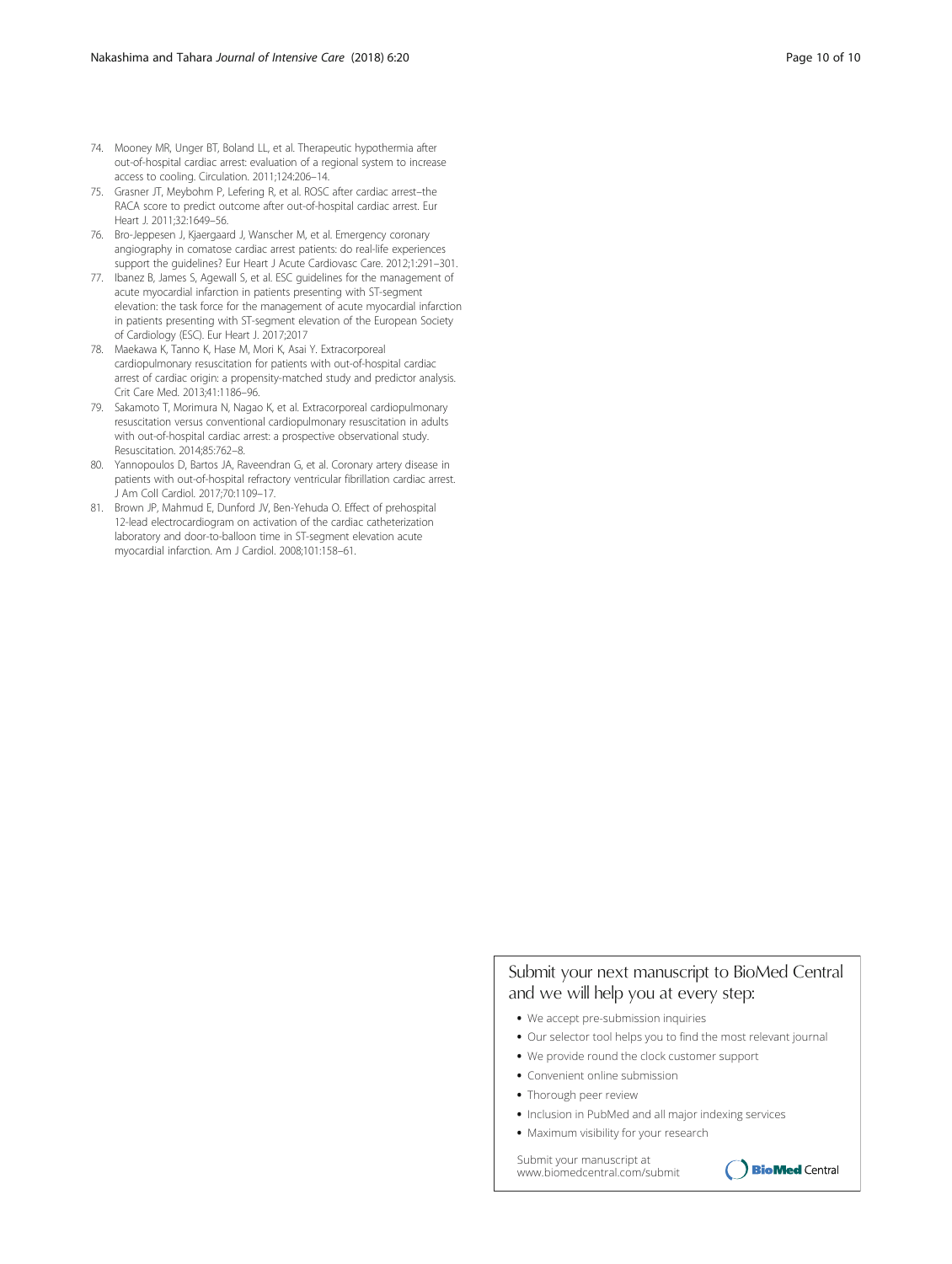74. Mooney MR, Unger BT, Boland LL, et al. Therapeutic hypothermia after out-of-hospital cardiac arrest: evaluation of a regional system to increase access to cooling. Circulation. 2011;124:206–14.
75. Grasner JT, Meybohm P, Lefering R, et al. ROSC after cardiac arrest–the RACA score to predict outcome after out-of-hospital cardiac arrest. Eur Heart J. 2011;32:1649–56.
76. Bro-Jeppesen J, Kjaergaard J, Wanscher M, et al. Emergency coronary angiography in comatose cardiac arrest patients: do real-life experiences support the guidelines? Eur Heart J Acute Cardiovasc Care. 2012;1:291–301.
77. Ibanez B, James S, Agewall S, et al. ESC guidelines for the management of acute myocardial infarction in patients presenting with ST-segment elevation: the task force for the management of acute myocardial infarction in patients presenting with ST-segment elevation of the European Society of Cardiology (ESC). Eur Heart J. 2017;2017
78. Maekawa K, Tanno K, Hase M, Mori K, Asai Y. Extracorporeal cardiopulmonary resuscitation for patients with out-of-hospital cardiac arrest of cardiac origin: a propensity-matched study and predictor analysis. Crit Care Med. 2013;41:1186–96.
79. Sakamoto T, Morimura N, Nagao K, et al. Extracorporeal cardiopulmonary resuscitation versus conventional cardiopulmonary resuscitation in adults with out-of-hospital cardiac arrest: a prospective observational study. Resuscitation. 2014;85:762–8.
80. Yannopoulos D, Bartos JA, Raveendran G, et al. Coronary artery disease in patients with out-of-hospital refractory ventricular fibrillation cardiac arrest. J Am Coll Cardiol. 2017;70:1109–17.
81. Brown JP, Mahmud E, Dunford JV, Ben-Yehuda O. Effect of prehospital 12-lead electrocardiogram on activation of the cardiac catheterization laboratory and door-to-balloon time in ST-segment elevation acute myocardial infarction. Am J Cardiol. 2008;101:158–61.

Submit your next manuscript to BioMed Central and we will help you at every step:

- We accept pre-submission inquiries
- Our selector tool helps you to find the most relevant journal
- We provide round the clock customer support
- Convenient online submission
- Thorough peer review
- Inclusion in PubMed and all major indexing services
- Maximum visibility for your research

Submit your manuscript at www.biomedcentral.com/submit

BioMed Central